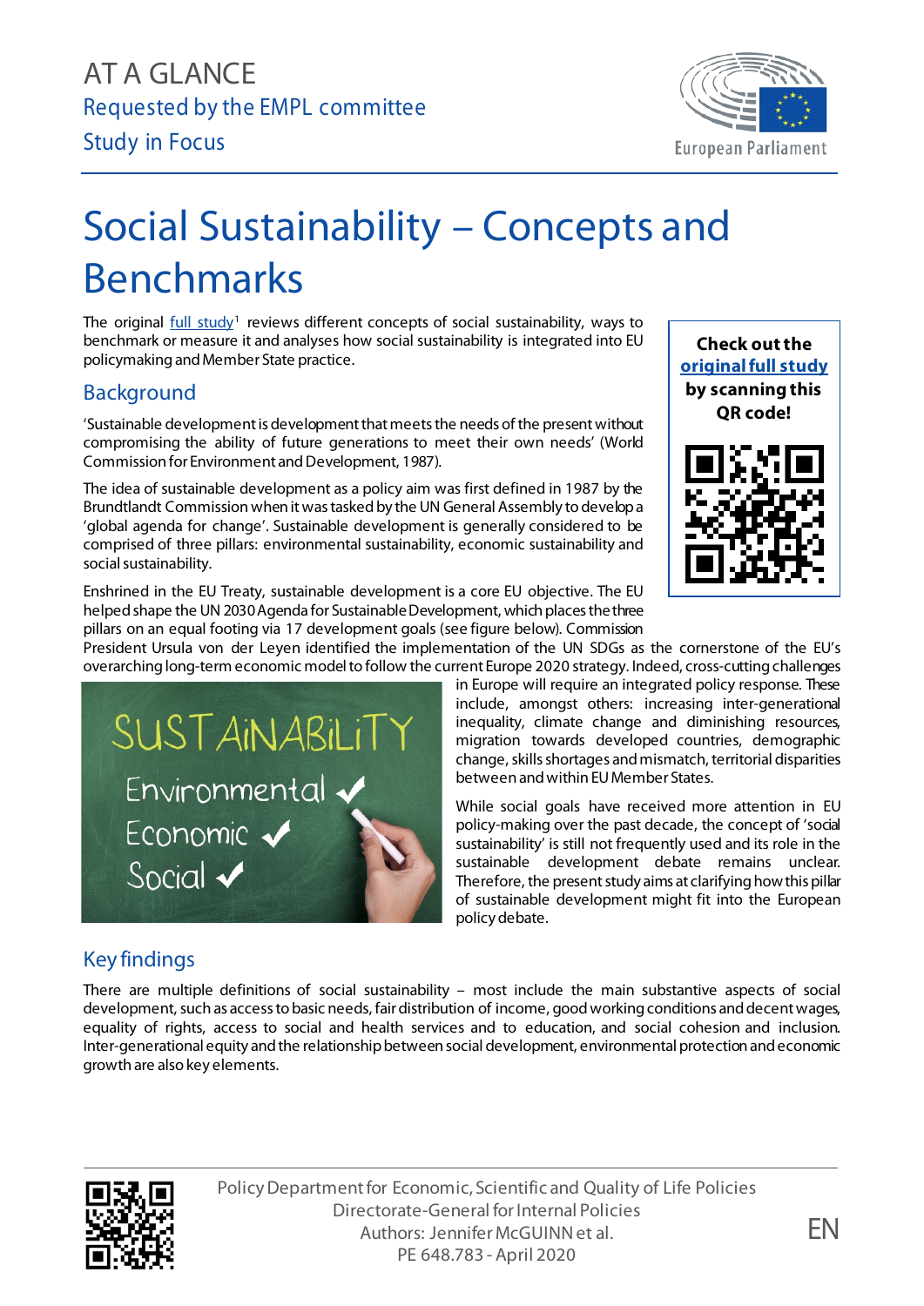AT A GLANCE

Requested by the EMPL committee

Study in Focus

# Social Sustainability – Concepts and Benchmarks

The original full study[1] reviews different concepts of social sustainability, ways to benchmark or measure it and analyses how social sustainability is integrated into EU policymaking and Member State practice.

**Check out the original full study by scanning this QR code!**

## Background

'Sustainable development is development that meets the needs of the present without compromising the ability of future generations to meet their own needs' (World Commission for Environment and Development, 1987).

The idea of sustainable development as a policy aim was first defined in 1987 by the Brundtlandt Commission when it was tasked by the UN General Assembly to develop a 'global agenda for change'. Sustainable development is generally considered to be comprised of three pillars: environmental sustainability, economic sustainability and social sustainability.

Enshrined in the EU Treaty, sustainable development is a core EU objective. The EU helped shape the UN 2030 Agenda for Sustainable Development, which places the three pillars on an equal footing via 17 development goals (see figure below). Commission President Ursula von der Leyen identified the implementation of the UN SDGs as the cornerstone of the EU's overarching long-term economic model to follow the current Europe 2020 strategy. Indeed, cross-cutting challenges in Europe will require an integrated policy response. These include, amongst others: increasing inter-generational inequality, climate change and diminishing resources, migration towards developed countries, demographic change, skills shortages and mismatch, territorial disparities between and within EU Member States.

While social goals have received more attention in EU policy-making over the past decade, the concept of 'social sustainability' is still not frequently used and its role in the sustainable development debate remains unclear. Therefore, the present study aims at clarifying how this pillar of sustainable development might fit into the European policy debate.

## Key findings

There are multiple definitions of social sustainability – most include the main substantive aspects of social development, such as access to basic needs, fair distribution of income, good working conditions and decent wages, equality of rights, access to social and health services and to education, and social cohesion and inclusion. Inter-generational equity and the relationship between social development, environmental protection and economic growth are also key elements.

Policy Department for Economic, Scientific and Quality of Life Policies
Directorate-General for Internal Policies
Authors: Jennifer McGUINN et al.
PE 648.783 - April 2020

EN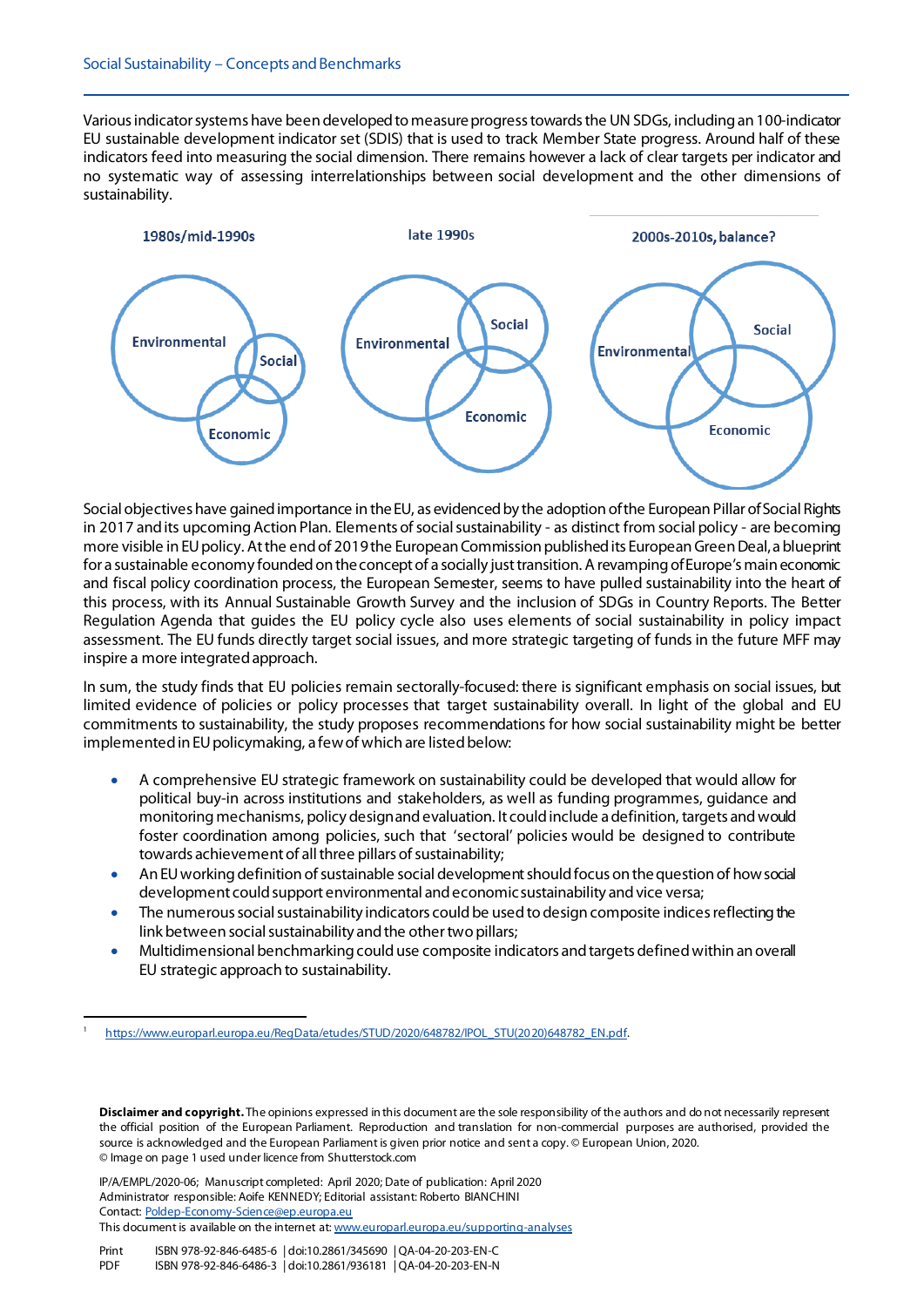Various indicator systems have been developed to measure progress towards the UN SDGs, including an 100-indicator EU sustainable development indicator set (SDIS) that is used to track Member State progress. Around half of these indicators feed into measuring the social dimension. There remains however a lack of clear targets per indicator and no systematic way of assessing interrelationships between social development and the other dimensions of sustainability.

1980s/mid-1990s

Environmental

Social

Economic

late 1990s

Environmental

Social

Economic

2000s-2010s, balance?

Environmental

Social

Economic

Social objectives have gained importance in the EU, as evidenced by the adoption of the European Pillar of Social Rights in 2017 and its upcoming Action Plan. Elements of social sustainability - as distinct from social policy - are becoming more visible in EU policy. At the end of 2019 the European Commission published its European Green Deal, a blueprint for a sustainable economy founded on the concept of a socially just transition. A revamping of Europe's main economic and fiscal policy coordination process, the European Semester, seems to have pulled sustainability into the heart of this process, with its Annual Sustainable Growth Survey and the inclusion of SDGs in Country Reports. The Better Regulation Agenda that guides the EU policy cycle also uses elements of social sustainability in policy impact assessment. The EU funds directly target social issues, and more strategic targeting of funds in the future MFF may inspire a more integrated approach.

In sum, the study finds that EU policies remain sectorally-focused: there is significant emphasis on social issues, but limited evidence of policies or policy processes that target sustainability overall. In light of the global and EU commitments to sustainability, the study proposes recommendations for how social sustainability might be better implemented in EU policymaking, a few of which are listed below:

- A comprehensive EU strategic framework on sustainability could be developed that would allow for political buy-in across institutions and stakeholders, as well as funding programmes, guidance and monitoring mechanisms, policy design and evaluation. It could include a definition, targets and would foster coordination among policies, such that 'sectoral' policies would be designed to contribute towards achievement of all three pillars of sustainability;
- An EU working definition of sustainable social development should focus on the question of how social development could support environmental and economic sustainability and vice versa;
- The numerous social sustainability indicators could be used to design composite indices reflecting the link between social sustainability and the other two pillars;
- Multidimensional benchmarking could use composite indicators and targets defined within an overall EU strategic approach to sustainability.

[1] https://www.europarl.europa.eu/RegData/etudes/STUD/2020/648782/IPOL_STU(2020)648782_EN.pdf.

**Disclaimer and copyright.** The opinions expressed in this document are the sole responsibility of the authors and do not necessarily represent the official position of the European Parliament. Reproduction and translation for non-commercial purposes are authorised, provided the source is acknowledged and the European Parliament is given prior notice and sent a copy. © European Union, 2020.
© Image on page 1 used under licence from Shutterstock.com

IP/A/EMPL/2020-06; Manuscript completed: April 2020; Date of publication: April 2020
Administrator responsible: Aoife KENNEDY; Editorial assistant: Roberto BIANCHINI
Contact: Poldep-Economy-Science@ep.europa.eu
This document is available on the internet at: www.europarl.europa.eu/supporting-analyses

Print ISBN 978-92-846-6485-6 | doi:10.2861/345690 | QA-04-20-203-EN-C
PDF ISBN 978-92-846-6486-3 | doi:10.2861/936181 | QA-04-20-203-EN-N